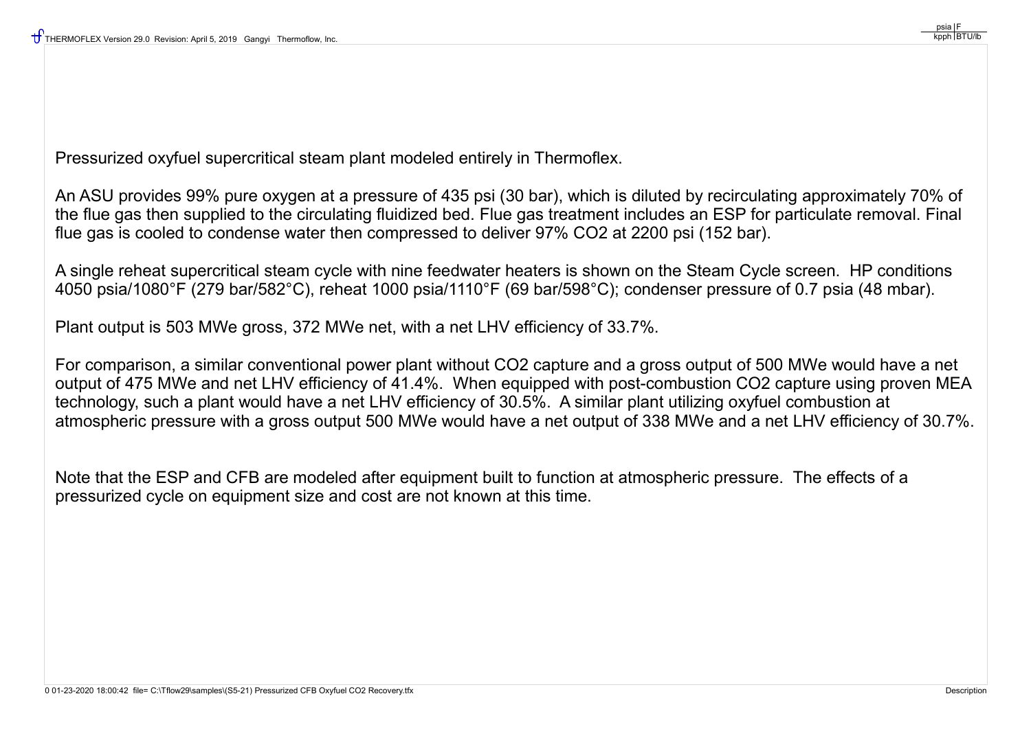Pressurized oxyfuel supercritical steam plant modeled entirely in Thermoflex.

An ASU provides 99% pure oxygen at a pressure of 435 psi (30 bar), which is diluted by recirculating approximately 70% of the flue gas then supplied to the circulating fluidized bed. Flue gas treatment includes an ESP for particulate removal. Final flue gas is cooled to condense water then compressed to deliver 97% $CO_2$ at 2200 psi (152 bar).

A single reheat supercritical steam cycle with nine feedwater heaters is shown on the Steam Cycle screen. HP conditions 4050 psia/1080°F (279 bar/582°C), reheat 1000 psia/1110°F (69 bar/598°C); condenser pressure of 0.7 psia (48 mbar).

Plant output is 503 MWe gross, 372 MWe net, with a net LHV efficiency of 33.7%.

For comparison, a similar conventional power plant without $CO_2$ capture and a gross output of 500 MWe would have a net output of 475 MWe and net LHV efficiency of 41.4%. When equipped with post-combustion $CO_2$ capture using proven MEA technology, such a plant would have a net LHV efficiency of 30.5%. A similar plant utilizing oxyfuel combustion at atmospheric pressure with a gross output 500 MWe would have a net output of 338 MWe and a net LHV efficiency of 30.7%.

Note that the ESP and CFB are modeled after equipment built to function at atmospheric pressure. The effects of a pressurized cycle on equipment size and cost are not known at this time.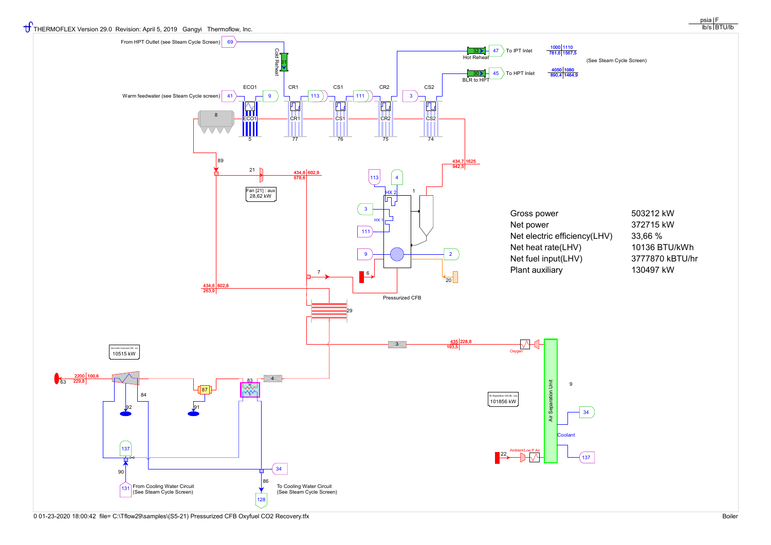THERMOFLEX Version 29.0 Revision: April 5, 2019 Gangyi Thermoflow, Inc.

psia | F
lb/s | BTU/lb

From HPT Outlet (see Steam Cycle Screen) 69

Cold Reheat 31

Warm feedwater (see Steam Cycle screen) 41 → 9

ECO1 CR1 CS1 CR2 CS2

113 111 3

Hot Reheat 32 → 47 To IPT Inlet

| 1000 | 1110 |
|---|---|
| 781,6 | 1567,5 |

BLR to HPT 30 → 45 To HPT Inlet

| 4050 | 1080 |
|---|---|
| 890,4 | 1464,9 |

(See Steam Cycle Screen)

8 ECO1 CR1 CS1 CR2 CS2

5 77 76 75 74

89

21

| 434,8 | 602,9 |
|---|---|
| 678,6 | |

Fan [21] : aux 28,62 kW

| 434,7 | 1625 |
|---|---|
| 942,5 | |

113 4 1

HX 2

3 HX 1

111

9 2

6 7 20

Pressurized CFB

| 434,6 | 602,8 |
|---|---|
| 263,9 | |

29

| Gross power | 503212 kW |
|---|---|
| Net power | 372715 kW |
| Net electric efficiency(LHV) | 33,66 % |
| Net heat rate(LHV) | 10136 BTU/kWh |
| Net fuel input(LHV) | 3777870 kBTU/hr |
| Plant auxiliary | 130497 kW |

3

| 435 | 228,8 |
|---|---|
| 193,5 | |

Oxygen

Intercooled Compressor [84] : aux 10515 kW

| 2200 | 100,6 |
|---|---|
| 229,8 | |

63 84 87 83 4

92 91

9 Air Separation Unit

Air Separation Unit [9] : aux 101856 kW

34 Coolant

22 Ambient/Low P Air 137

137

90

131 From Cooling Water Circuit (See Steam Cycle Screen)

34 86

128 To Cooling Water Circuit (See Steam Cycle Screen)

0 01-23-2020 18:00:42 file= C:\Tflow29\samples\(S5-21) Pressurized CFB Oxyfuel CO2 Recovery.tfx

Boiler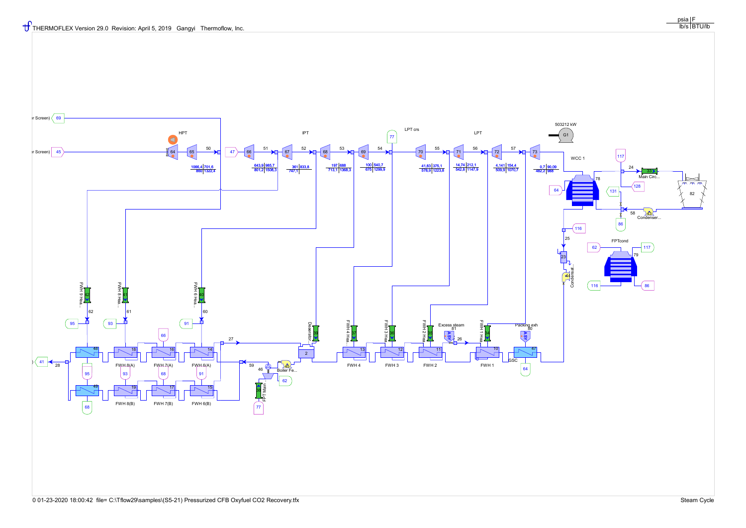THERMOFLEX Version 29.0 Revision: April 5, 2019 Gangyi Thermoflow, Inc.

| psia | F |
| --- | --- |
| lb/s | BTU/lb |

503212 kW

HPT — IPT — LPT crs — LPT — WCC 1

| Stream | p / T | m / h |
| --- | --- | --- |
| HPT exit (64–65) | 1066,4 / 701,6 | 860 / 1322,4 |
| IPT (66) | 643,9 / 985,7 | 801,2 / 1508,3 |
| IPT (67) | 361 / 833,8 | 747,1 |
| IPT (68) | 197 / 688 | 713,1 / 1368,3 |
| IPT (69) | 100 / 540,7 | 675 / 1299,9 |
| LPT crs (70) | 41,83 / 375,1 | 578,9 / 1223,8 |
| LPT (71) | 14,74 / 212,1 | 542,8 / 1147,9 |
| LPT (72) | 4,141 / 154,4 | 509,9 / 1070,7 |
| LPT (73) | 0,7 / 90,09 | 482,2 / 988 |

FWH 9 Hea..., FWH 8 Hea..., FWH 6 Hea..., Deaerator, FWH 4 Hea..., FWH 3 Hea..., FWH 2 Hea..., FWH 1 Hea..., Excess steam, Packing exh

FWH 8(A), FWH 7(A), FWH 6(A), FWH 8(B), FWH 7(B), FWH 6(B), FWH 4, FWH 3, FWH 2, FWH 1, GSC

Boiler Fe..., FPT Main..., Main Circ..., Condenser..., Condensat..., FPTcond

0 01-23-2020 18:00:42 file= C:\Tflow29\samples\(S5-21) Pressurized CFB Oxyfuel CO2 Recovery.tfx

Steam Cycle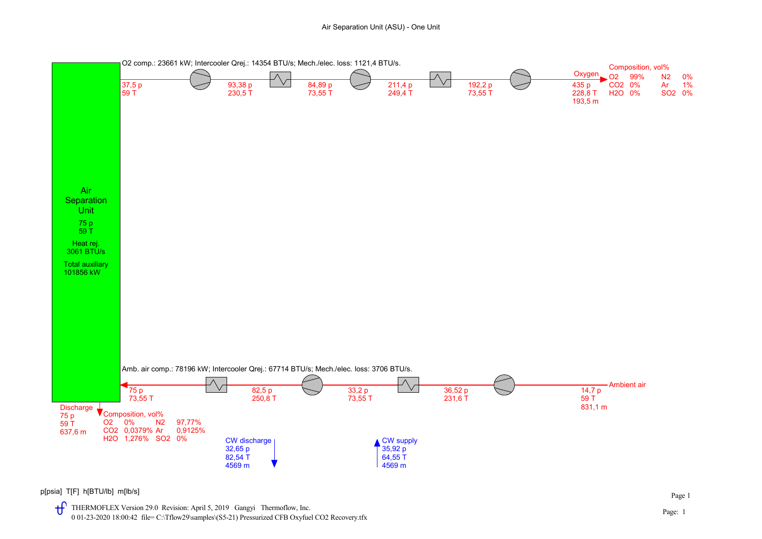# Air Separation Unit (ASU) - One Unit

O2 comp.: 23661 kW; Intercooler Qrej.: 14354 BTU/s; Mech./elec. loss: 1121,4 BTU/s.

| Stream point | p | T |
|---|---|---|
| ASU outlet | 37,5 p | 59 T |
| After 1st compressor | 93,38 p | 230,5 T |
| After 1st intercooler | 84,89 p | 73,55 T |
| After 2nd compressor | 211,4 p | 249,4 T |
| After 2nd intercooler | 192,2 p | 73,55 T |

**Oxygen**
435 p
228,8 T
193,5 m

Composition, vol%

| | | | |
|---|---|---|---|
| O2 | 99% | N2 | 0% |
| CO2 | 0% | Ar | 1% |
| H2O | 0% | SO2 | 0% |

**Air Separation Unit**
75 p
59 T
Heat rej.
3061 BTU/s
Total auxiliary
101856 kW

Amb. air comp.: 78196 kW; Intercooler Qrej.: 67714 BTU/s; Mech./elec. loss: 3706 BTU/s.

**Ambient air**
14,7 p
59 T
831,1 m

| Stream point | p | T |
|---|---|---|
| After 1st compressor | 36,52 p | 231,6 T |
| After 1st intercooler | 33,2 p | 73,55 T |
| After 2nd compressor | 82,5 p | 250,8 T |
| ASU inlet | 75 p | 73,55 T |

**Discharge**
75 p
59 T
637,6 m

Composition, vol%

| | | | |
|---|---|---|---|
| O2 | 0% | N2 | 97,77% |
| CO2 | 0,0379% | Ar | 0,9125% |
| H2O | 1,276% | SO2 | 0% |

**CW discharge**
32,65 p
82,54 T
4569 m

**CW supply**
35,92 p
64,55 T
4569 m

p[psia] T[F] h[BTU/lb] m[lb/s]

THERMOFLEX Version 29.0 Revision: April 5, 2019 Gangyi Thermoflow, Inc.
0 01-23-2020 18:00:42 file= C:\Tflow29\samples\(S5-21) Pressurized CFB Oxyfuel CO2 Recovery.tfx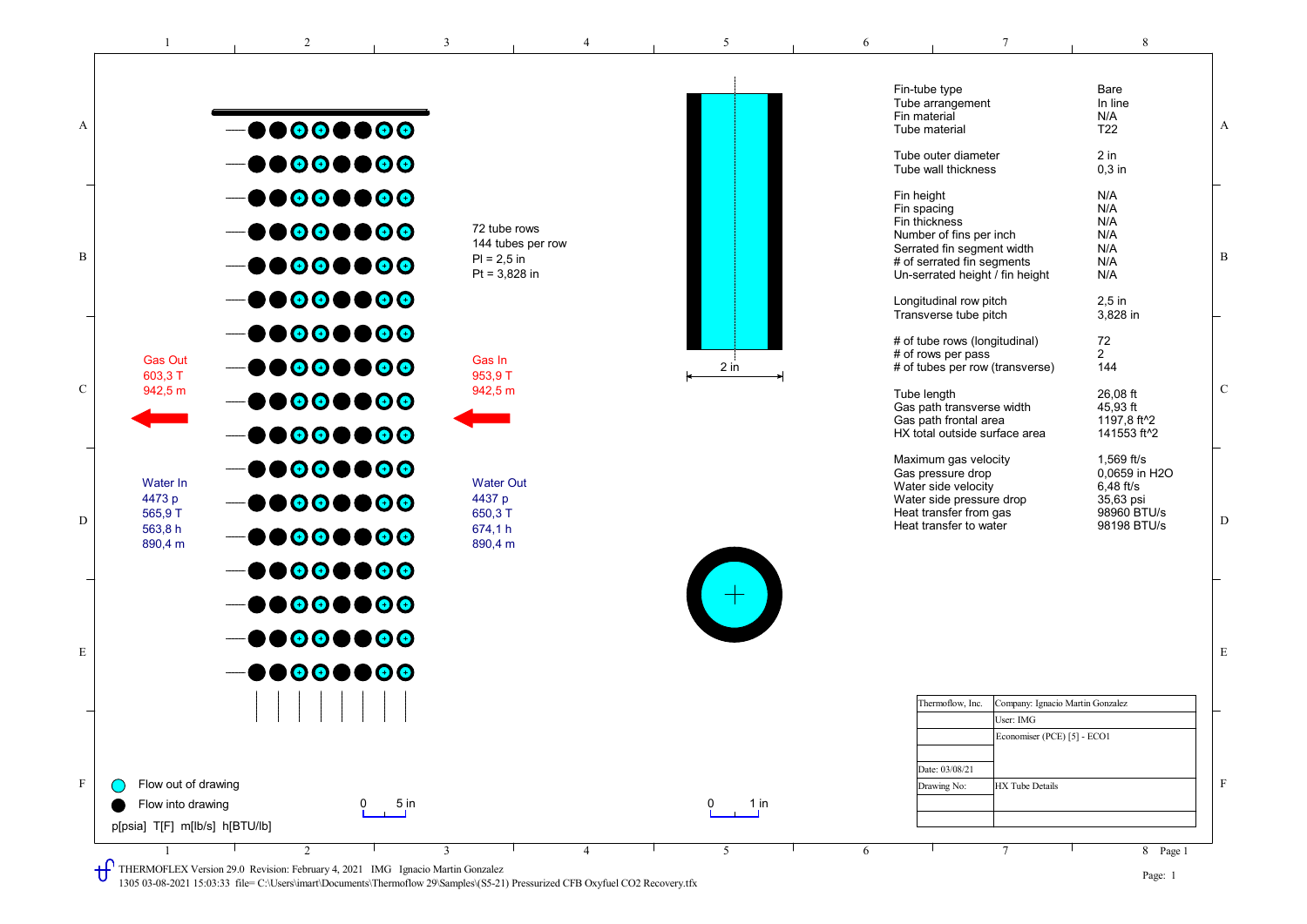72 tube rows
144 tubes per row
Pl = 2,5 in
Pt = 3,828 in

Gas Out
603,3 T
942,5 m

Gas In
953,9 T
942,5 m

Water In
4473 p
565,9 T
563,8 h
890,4 m

Water Out
4437 p
650,3 T
674,1 h
890,4 m

2 in

| | |
|---|---|
| Fin-tube type | Bare |
| Tube arrangement | In line |
| Fin material | N/A |
| Tube material | T22 |
| Tube outer diameter | 2 in |
| Tube wall thickness | 0,3 in |
| Fin height | N/A |
| Fin spacing | N/A |
| Fin thickness | N/A |
| Number of fins per inch | N/A |
| Serrated fin segment width | N/A |
| # of serrated fin segments | N/A |
| Un-serrated height / fin height | N/A |
| Longitudinal row pitch | 2,5 in |
| Transverse tube pitch | 3,828 in |
| # of tube rows (longitudinal) | 72 |
| # of rows per pass | 2 |
| # of tubes per row (transverse) | 144 |
| Tube length | 26,08 ft |
| Gas path transverse width | 45,93 ft |
| Gas path frontal area | 1197,8 ft^2 |
| HX total outside surface area | 141553 ft^2 |
| Maximum gas velocity | 1,569 ft/s |
| Gas pressure drop | 0,0659 in H2O |
| Water side velocity | 6,48 ft/s |
| Water side pressure drop | 35,63 psi |
| Heat transfer from gas | 98960 BTU/s |
| Heat transfer to water | 98198 BTU/s |

Flow out of drawing
Flow into drawing
p[psia] T[F] m[lb/s] h[BTU/lb]

0 5 in

0 1 in

| | |
|---|---|
| Thermoflow, Inc. | Company: Ignacio Martin Gonzalez |
| | User: IMG |
| | Economiser (PCE) [5] - ECO1 |
| Date: 03/08/21 | |
| Drawing No: | HX Tube Details |

THERMOFLEX Version 29.0 Revision: February 4, 2021 IMG Ignacio Martin Gonzalez
1305 03-08-2021 15:03:33 file= C:\Users\imart\Documents\Thermoflow 29\Samples\(S5-21) Pressurized CFB Oxyfuel CO2 Recovery.tfx